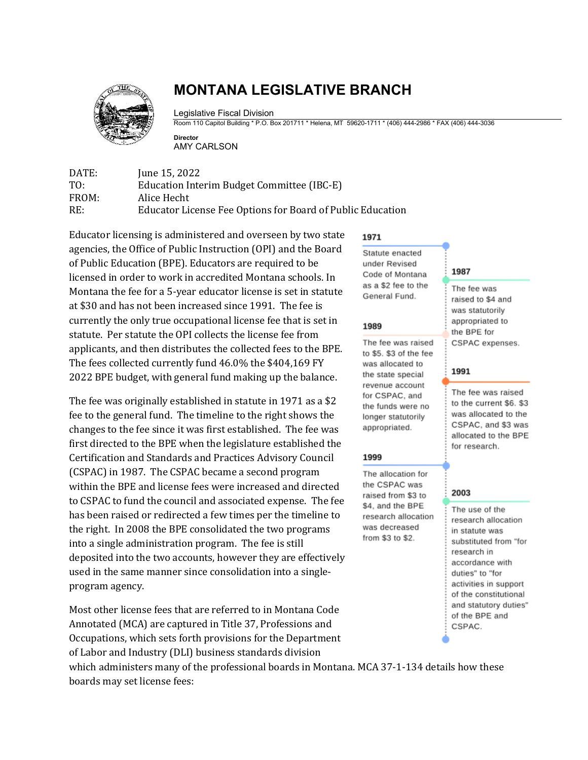# MONTANA LEGISLATIVE BRANCH

Legislative Fiscal Division

Room 110 Capitol Building * P.O. Box 201711 * Helena, MT 59620-1711 * (406) 444-2986 * FAX (406) 444-3036

**Director**
AMY CARLSON

DATE: June 15, 2022
TO: Education Interim Budget Committee (IBC-E)
FROM: Alice Hecht
RE: Educator License Fee Options for Board of Public Education

Educator licensing is administered and overseen by two state agencies, the Office of Public Instruction (OPI) and the Board of Public Education (BPE). Educators are required to be licensed in order to work in accredited Montana schools. In Montana the fee for a 5-year educator license is set in statute at $30 and has not been increased since 1991. The fee is currently the only true occupational license fee that is set in statute. Per statute the OPI collects the license fee from applicants, and then distributes the collected fees to the BPE. The fees collected currently fund 46.0% the $404,169 FY 2022 BPE budget, with general fund making up the balance.

The fee was originally established in statute in 1971 as a $2 fee to the general fund. The timeline to the right shows the changes to the fee since it was first established. The fee was first directed to the BPE when the legislature established the Certification and Standards and Practices Advisory Council (CSPAC) in 1987. The CSPAC became a second program within the BPE and license fees were increased and directed to CSPAC to fund the council and associated expense. The fee has been raised or redirected a few times per the timeline to the right. In 2008 the BPE consolidated the two programs into a single administration program. The fee is still deposited into the two accounts, however they are effectively used in the same manner since consolidation into a single-program agency.

**1971**
Statute enacted under Revised Code of Montana as a $2 fee to the General Fund.

**1987**
The fee was raised to $4 and was statutorily appropriated to the BPE for CSPAC expenses.

**1989**
The fee was raised to $5. $3 of the fee was allocated to the state special revenue account for CSPAC, and the funds were no longer statutorily appropriated.

**1991**
The fee was raised to the current $6. $3 was allocated to the CSPAC, and $3 was allocated to the BPE for research.

**1999**
The allocation for the CSPAC was raised from $3 to $4, and the BPE research allocation was decreased from $3 to $2.

**2003**
The use of the research allocation in statute was substituted from "for research in accordance with duties" to "for activities in support of the constitutional and statutory duties" of the BPE and CSPAC.

Most other license fees that are referred to in Montana Code Annotated (MCA) are captured in Title 37, Professions and Occupations, which sets forth provisions for the Department of Labor and Industry (DLI) business standards division which administers many of the professional boards in Montana. MCA 37-1-134 details how these boards may set license fees: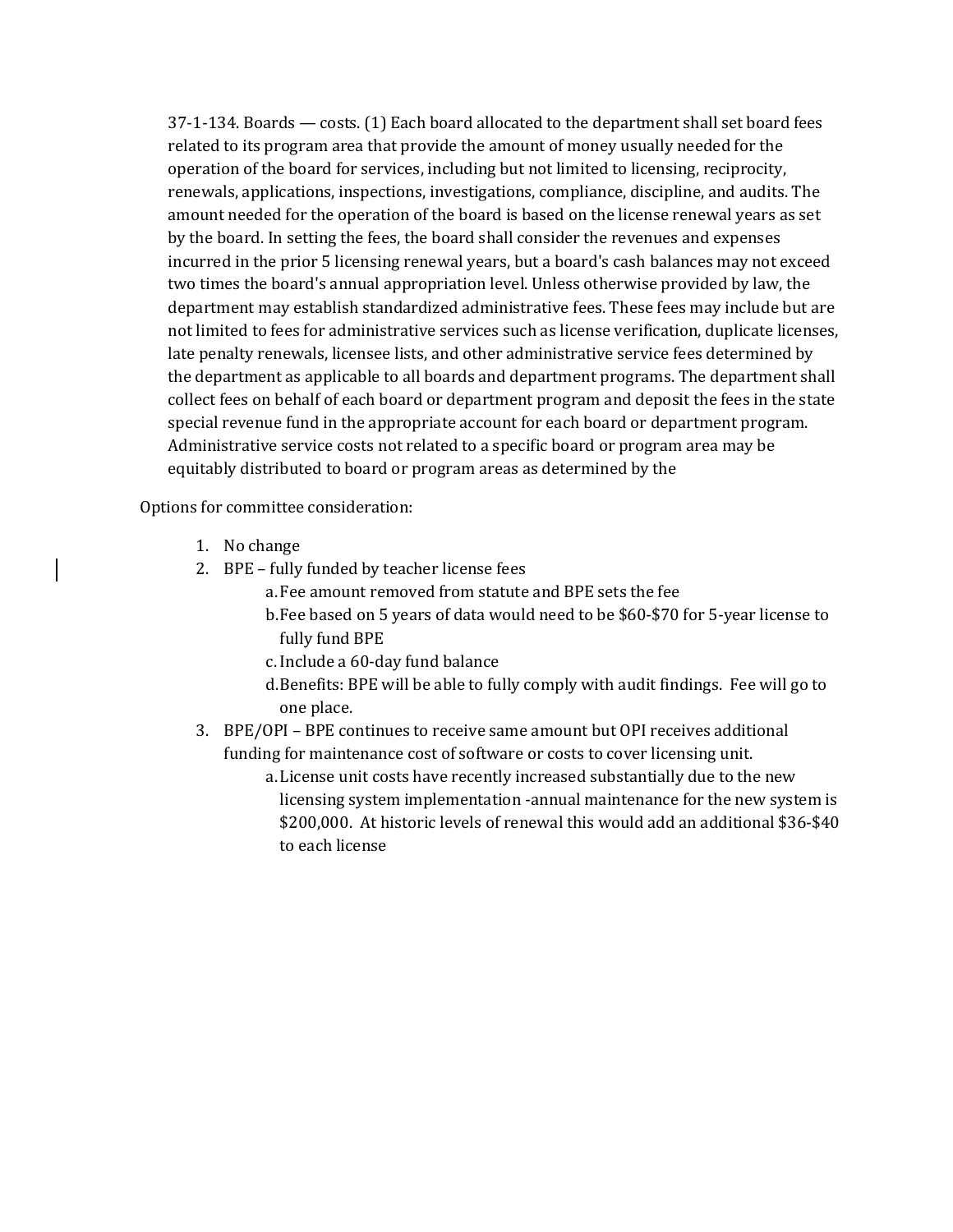37-1-134. Boards — costs. (1) Each board allocated to the department shall set board fees related to its program area that provide the amount of money usually needed for the operation of the board for services, including but not limited to licensing, reciprocity, renewals, applications, inspections, investigations, compliance, discipline, and audits. The amount needed for the operation of the board is based on the license renewal years as set by the board. In setting the fees, the board shall consider the revenues and expenses incurred in the prior 5 licensing renewal years, but a board's cash balances may not exceed two times the board's annual appropriation level. Unless otherwise provided by law, the department may establish standardized administrative fees. These fees may include but are not limited to fees for administrative services such as license verification, duplicate licenses, late penalty renewals, licensee lists, and other administrative service fees determined by the department as applicable to all boards and department programs. The department shall collect fees on behalf of each board or department program and deposit the fees in the state special revenue fund in the appropriate account for each board or department program. Administrative service costs not related to a specific board or program area may be equitably distributed to board or program areas as determined by the

Options for committee consideration:

1. No change
2. BPE – fully funded by teacher license fees
    a. Fee amount removed from statute and BPE sets the fee
    b. Fee based on 5 years of data would need to be $60-$70 for 5-year license to fully fund BPE
    c. Include a 60-day fund balance
    d. Benefits: BPE will be able to fully comply with audit findings. Fee will go to one place.
3. BPE/OPI – BPE continues to receive same amount but OPI receives additional funding for maintenance cost of software or costs to cover licensing unit.
    a. License unit costs have recently increased substantially due to the new licensing system implementation -annual maintenance for the new system is $200,000. At historic levels of renewal this would add an additional $36-$40 to each license